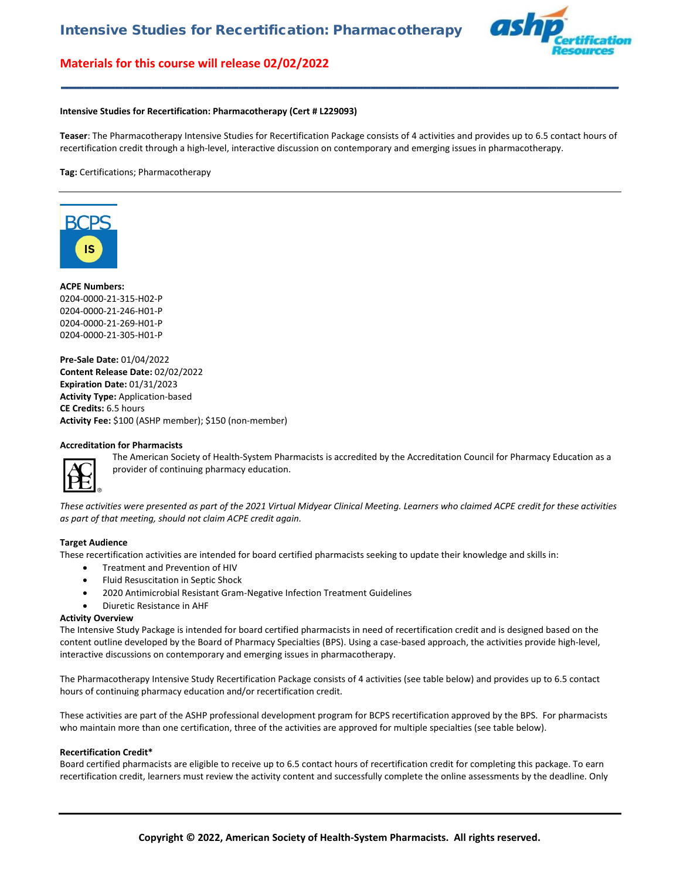# Intensive Studies for Recertification: Pharmacotherapy

**Materials for this course will release 02/02/2022**

**Intensive Studies for Recertification: Pharmacotherapy (Cert # L229093)**

**Teaser**: The Pharmacotherapy Intensive Studies for Recertification Package consists of 4 activities and provides up to 6.5 contact hours of recertification credit through a high-level, interactive discussion on contemporary and emerging issues in pharmacotherapy.

**Tag:** Certifications; Pharmacotherapy

**ACPE Numbers:**
0204-0000-21-315-H02-P
0204-0000-21-246-H01-P
0204-0000-21-269-H01-P
0204-0000-21-305-H01-P

**Pre-Sale Date:** 01/04/2022
**Content Release Date:** 02/02/2022
**Expiration Date:** 01/31/2023
**Activity Type:** Application-based
**CE Credits:** 6.5 hours
**Activity Fee:** $100 (ASHP member); $150 (non-member)

**Accreditation for Pharmacists**

The American Society of Health-System Pharmacists is accredited by the Accreditation Council for Pharmacy Education as a provider of continuing pharmacy education.

*These activities were presented as part of the 2021 Virtual Midyear Clinical Meeting. Learners who claimed ACPE credit for these activities as part of that meeting, should not claim ACPE credit again.*

**Target Audience**

These recertification activities are intended for board certified pharmacists seeking to update their knowledge and skills in:

- Treatment and Prevention of HIV
- Fluid Resuscitation in Septic Shock
- 2020 Antimicrobial Resistant Gram-Negative Infection Treatment Guidelines
- Diuretic Resistance in AHF

**Activity Overview**

The Intensive Study Package is intended for board certified pharmacists in need of recertification credit and is designed based on the content outline developed by the Board of Pharmacy Specialties (BPS). Using a case-based approach, the activities provide high-level, interactive discussions on contemporary and emerging issues in pharmacotherapy.

The Pharmacotherapy Intensive Study Recertification Package consists of 4 activities (see table below) and provides up to 6.5 contact hours of continuing pharmacy education and/or recertification credit.

These activities are part of the ASHP professional development program for BCPS recertification approved by the BPS. For pharmacists who maintain more than one certification, three of the activities are approved for multiple specialties (see table below).

**Recertification Credit***

Board certified pharmacists are eligible to receive up to 6.5 contact hours of recertification credit for completing this package. To earn recertification credit, learners must review the activity content and successfully complete the online assessments by the deadline. Only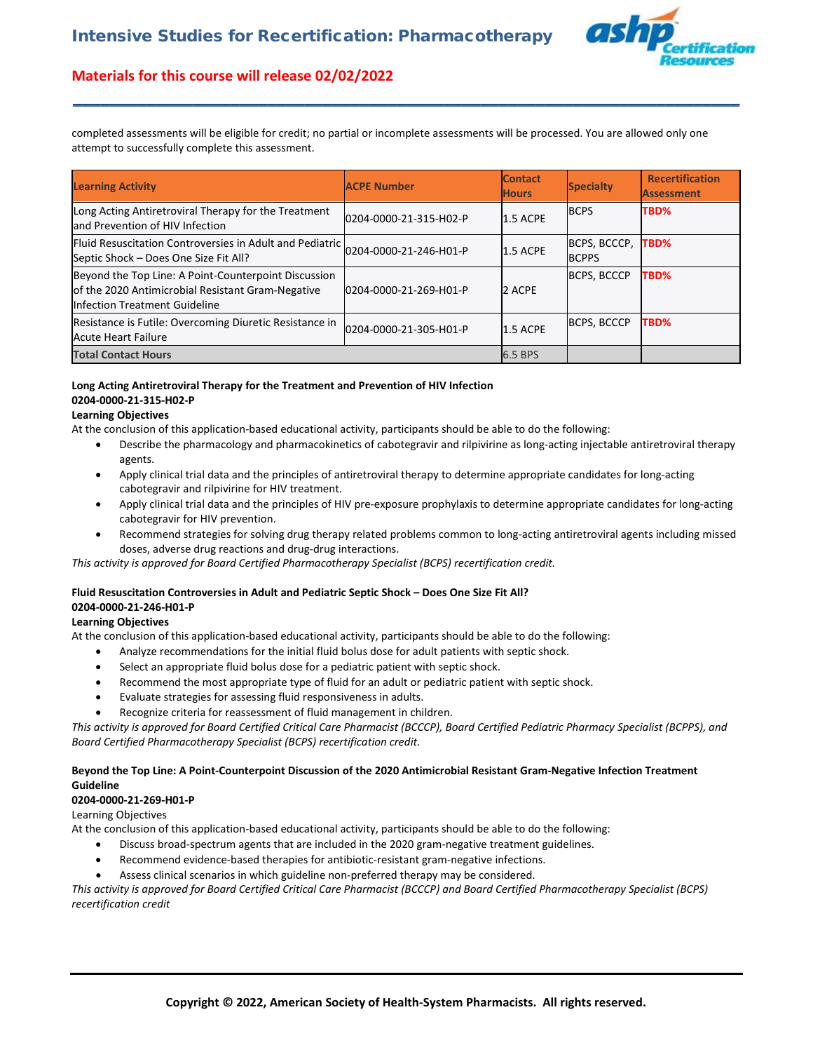completed assessments will be eligible for credit; no partial or incomplete assessments will be processed. You are allowed only one attempt to successfully complete this assessment.

| Learning Activity | ACPE Number | Contact Hours | Specialty | Recertification Assessment |
|---|---|---|---|---|
| Long Acting Antiretroviral Therapy for the Treatment and Prevention of HIV Infection | 0204-0000-21-315-H02-P | 1.5 ACPE | BCPS | TBD% |
| Fluid Resuscitation Controversies in Adult and Pediatric Septic Shock – Does One Size Fit All? | 0204-0000-21-246-H01-P | 1.5 ACPE | BCPS, BCCCP, BCPPS | TBD% |
| Beyond the Top Line: A Point-Counterpoint Discussion of the 2020 Antimicrobial Resistant Gram-Negative Infection Treatment Guideline | 0204-0000-21-269-H01-P | 2 ACPE | BCPS, BCCCP | TBD% |
| Resistance is Futile: Overcoming Diuretic Resistance in Acute Heart Failure | 0204-0000-21-305-H01-P | 1.5 ACPE | BCPS, BCCCP | TBD% |
| **Total Contact Hours** | | 6.5 BPS | | |

**Long Acting Antiretroviral Therapy for the Treatment and Prevention of HIV Infection**
**0204-0000-21-315-H02-P**
**Learning Objectives**
At the conclusion of this application-based educational activity, participants should be able to do the following:

- Describe the pharmacology and pharmacokinetics of cabotegravir and rilpivirine as long-acting injectable antiretroviral therapy agents.
- Apply clinical trial data and the principles of antiretroviral therapy to determine appropriate candidates for long-acting cabotegravir and rilpivirine for HIV treatment.
- Apply clinical trial data and the principles of HIV pre-exposure prophylaxis to determine appropriate candidates for long-acting cabotegravir for HIV prevention.
- Recommend strategies for solving drug therapy related problems common to long-acting antiretroviral agents including missed doses, adverse drug reactions and drug-drug interactions.

*This activity is approved for Board Certified Pharmacotherapy Specialist (BCPS) recertification credit.*

**Fluid Resuscitation Controversies in Adult and Pediatric Septic Shock – Does One Size Fit All?**
**0204-0000-21-246-H01-P**
**Learning Objectives**
At the conclusion of this application-based educational activity, participants should be able to do the following:

- Analyze recommendations for the initial fluid bolus dose for adult patients with septic shock.
- Select an appropriate fluid bolus dose for a pediatric patient with septic shock.
- Recommend the most appropriate type of fluid for an adult or pediatric patient with septic shock.
- Evaluate strategies for assessing fluid responsiveness in adults.
- Recognize criteria for reassessment of fluid management in children.

*This activity is approved for Board Certified Critical Care Pharmacist (BCCCP), Board Certified Pediatric Pharmacy Specialist (BCPPS), and Board Certified Pharmacotherapy Specialist (BCPS) recertification credit.*

**Beyond the Top Line: A Point-Counterpoint Discussion of the 2020 Antimicrobial Resistant Gram-Negative Infection Treatment Guideline**
**0204-0000-21-269-H01-P**
Learning Objectives
At the conclusion of this application-based educational activity, participants should be able to do the following:

- Discuss broad-spectrum agents that are included in the 2020 gram-negative treatment guidelines.
- Recommend evidence-based therapies for antibiotic-resistant gram-negative infections.
- Assess clinical scenarios in which guideline non-preferred therapy may be considered.

*This activity is approved for Board Certified Critical Care Pharmacist (BCCCP) and Board Certified Pharmacotherapy Specialist (BCPS) recertification credit*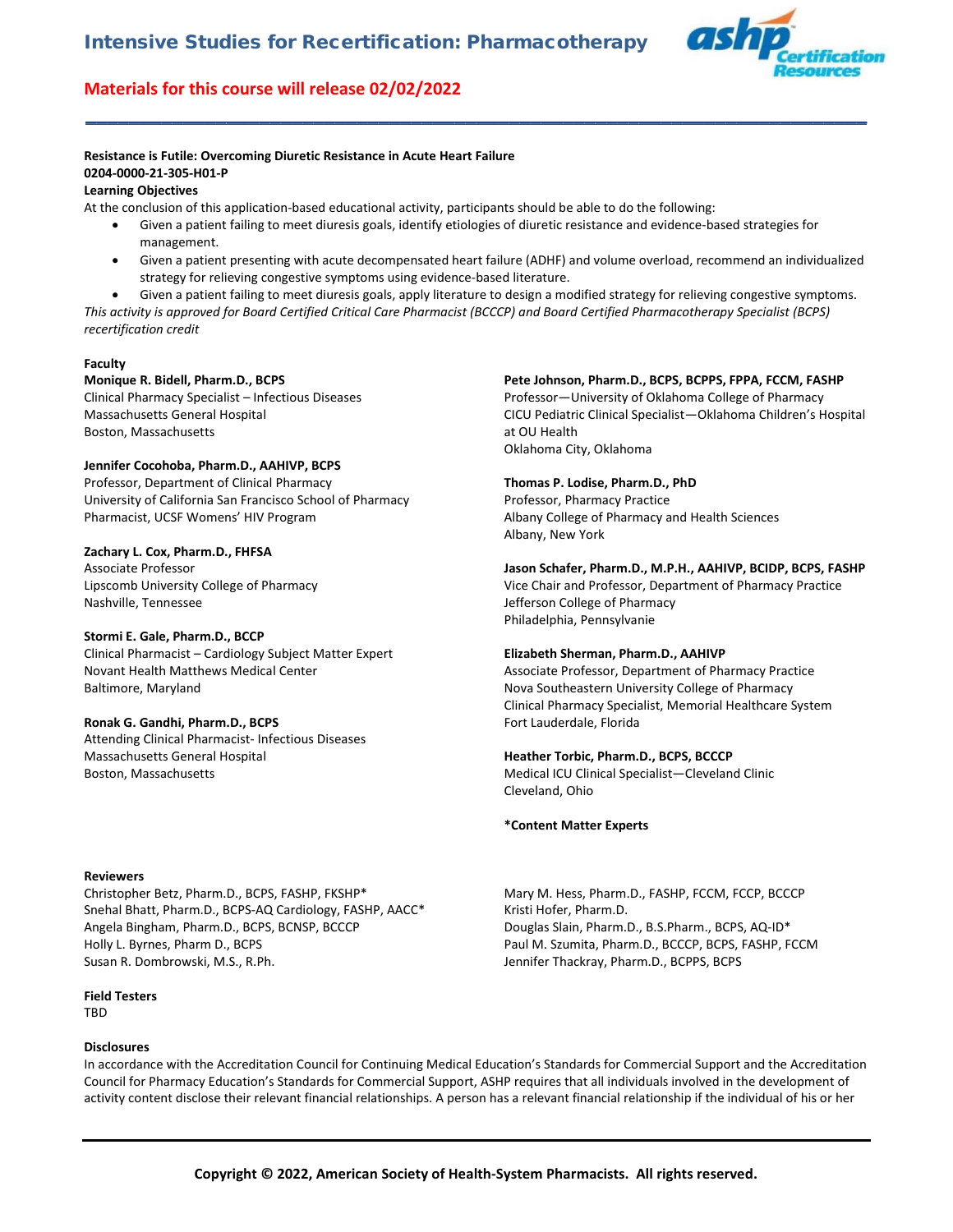# Intensive Studies for Recertification: Pharmacotherapy

**Materials for this course will release 02/02/2022**

**Resistance is Futile: Overcoming Diuretic Resistance in Acute Heart Failure**
**0204-0000-21-305-H01-P**
**Learning Objectives**
At the conclusion of this application-based educational activity, participants should be able to do the following:

- Given a patient failing to meet diuresis goals, identify etiologies of diuretic resistance and evidence-based strategies for management.
- Given a patient presenting with acute decompensated heart failure (ADHF) and volume overload, recommend an individualized strategy for relieving congestive symptoms using evidence-based literature.
- Given a patient failing to meet diuresis goals, apply literature to design a modified strategy for relieving congestive symptoms.

*This activity is approved for Board Certified Critical Care Pharmacist (BCCCP) and Board Certified Pharmacotherapy Specialist (BCPS) recertification credit*

**Faculty**

**Monique R. Bidell, Pharm.D., BCPS**
Clinical Pharmacy Specialist – Infectious Diseases
Massachusetts General Hospital
Boston, Massachusetts

**Jennifer Cocohoba, Pharm.D., AAHIVP, BCPS**
Professor, Department of Clinical Pharmacy
University of California San Francisco School of Pharmacy
Pharmacist, UCSF Womens' HIV Program

**Zachary L. Cox, Pharm.D., FHFSA**
Associate Professor
Lipscomb University College of Pharmacy
Nashville, Tennessee

**Stormi E. Gale, Pharm.D., BCCP**
Clinical Pharmacist – Cardiology Subject Matter Expert
Novant Health Matthews Medical Center
Baltimore, Maryland

**Ronak G. Gandhi, Pharm.D., BCPS**
Attending Clinical Pharmacist- Infectious Diseases
Massachusetts General Hospital
Boston, Massachusetts

**Pete Johnson, Pharm.D., BCPS, BCPPS, FPPA, FCCM, FASHP**
Professor—University of Oklahoma College of Pharmacy
CICU Pediatric Clinical Specialist—Oklahoma Children's Hospital at OU Health
Oklahoma City, Oklahoma

**Thomas P. Lodise, Pharm.D., PhD**
Professor, Pharmacy Practice
Albany College of Pharmacy and Health Sciences
Albany, New York

**Jason Schafer, Pharm.D., M.P.H., AAHIVP, BCIDP, BCPS, FASHP**
Vice Chair and Professor, Department of Pharmacy Practice
Jefferson College of Pharmacy
Philadelphia, Pennsylvanie

**Elizabeth Sherman, Pharm.D., AAHIVP**
Associate Professor, Department of Pharmacy Practice
Nova Southeastern University College of Pharmacy
Clinical Pharmacy Specialist, Memorial Healthcare System
Fort Lauderdale, Florida

**Heather Torbic, Pharm.D., BCPS, BCCCP**
Medical ICU Clinical Specialist—Cleveland Clinic
Cleveland, Ohio

**\*Content Matter Experts**

**Reviewers**

Christopher Betz, Pharm.D., BCPS, FASHP, FKSHP*
Snehal Bhatt, Pharm.D., BCPS-AQ Cardiology, FASHP, AACC*
Angela Bingham, Pharm.D., BCPS, BCNSP, BCCCP
Holly L. Byrnes, Pharm D., BCPS
Susan R. Dombrowski, M.S., R.Ph.
Mary M. Hess, Pharm.D., FASHP, FCCM, FCCP, BCCCP
Kristi Hofer, Pharm.D.
Douglas Slain, Pharm.D., B.S.Pharm., BCPS, AQ-ID*
Paul M. Szumita, Pharm.D., BCCCP, BCPS, FASHP, FCCM
Jennifer Thackray, Pharm.D., BCPPS, BCPS

**Field Testers**
TBD

**Disclosures**
In accordance with the Accreditation Council for Continuing Medical Education's Standards for Commercial Support and the Accreditation Council for Pharmacy Education's Standards for Commercial Support, ASHP requires that all individuals involved in the development of activity content disclose their relevant financial relationships. A person has a relevant financial relationship if the individual of his or her

**Copyright © 2022, American Society of Health-System Pharmacists. All rights reserved.**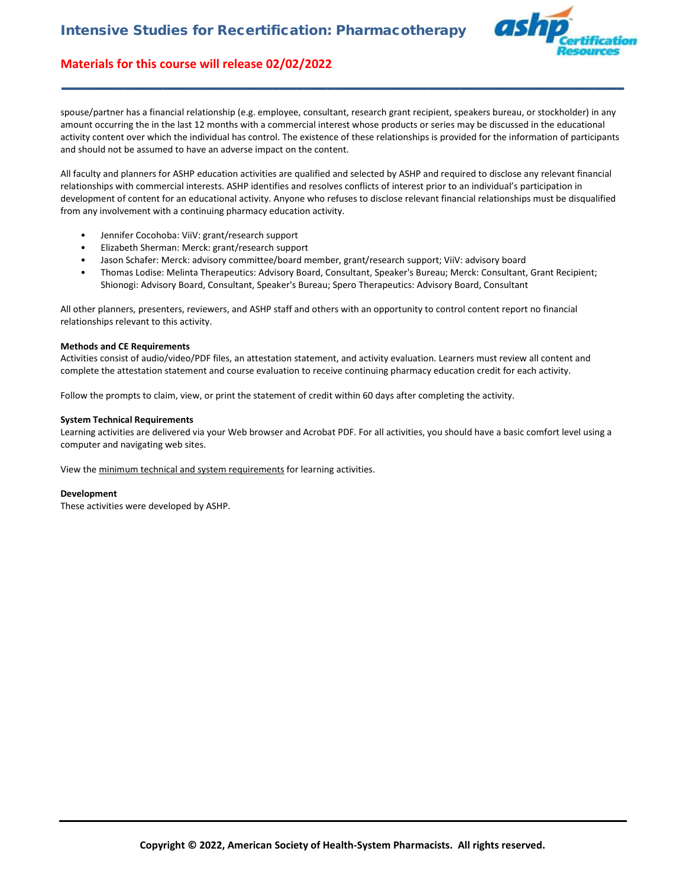spouse/partner has a financial relationship (e.g. employee, consultant, research grant recipient, speakers bureau, or stockholder) in any amount occurring the in the last 12 months with a commercial interest whose products or series may be discussed in the educational activity content over which the individual has control. The existence of these relationships is provided for the information of participants and should not be assumed to have an adverse impact on the content.

All faculty and planners for ASHP education activities are qualified and selected by ASHP and required to disclose any relevant financial relationships with commercial interests. ASHP identifies and resolves conflicts of interest prior to an individual's participation in development of content for an educational activity. Anyone who refuses to disclose relevant financial relationships must be disqualified from any involvement with a continuing pharmacy education activity.

- Jennifer Cocohoba: ViiV: grant/research support
- Elizabeth Sherman: Merck: grant/research support
- Jason Schafer: Merck: advisory committee/board member, grant/research support; ViiV: advisory board
- Thomas Lodise: Melinta Therapeutics: Advisory Board, Consultant, Speaker's Bureau; Merck: Consultant, Grant Recipient; Shionogi: Advisory Board, Consultant, Speaker's Bureau; Spero Therapeutics: Advisory Board, Consultant

All other planners, presenters, reviewers, and ASHP staff and others with an opportunity to control content report no financial relationships relevant to this activity.

**Methods and CE Requirements**

Activities consist of audio/video/PDF files, an attestation statement, and activity evaluation. Learners must review all content and complete the attestation statement and course evaluation to receive continuing pharmacy education credit for each activity.

Follow the prompts to claim, view, or print the statement of credit within 60 days after completing the activity.

**System Technical Requirements**

Learning activities are delivered via your Web browser and Acrobat PDF. For all activities, you should have a basic comfort level using a computer and navigating web sites.

View the minimum technical and system requirements for learning activities.

**Development**

These activities were developed by ASHP.